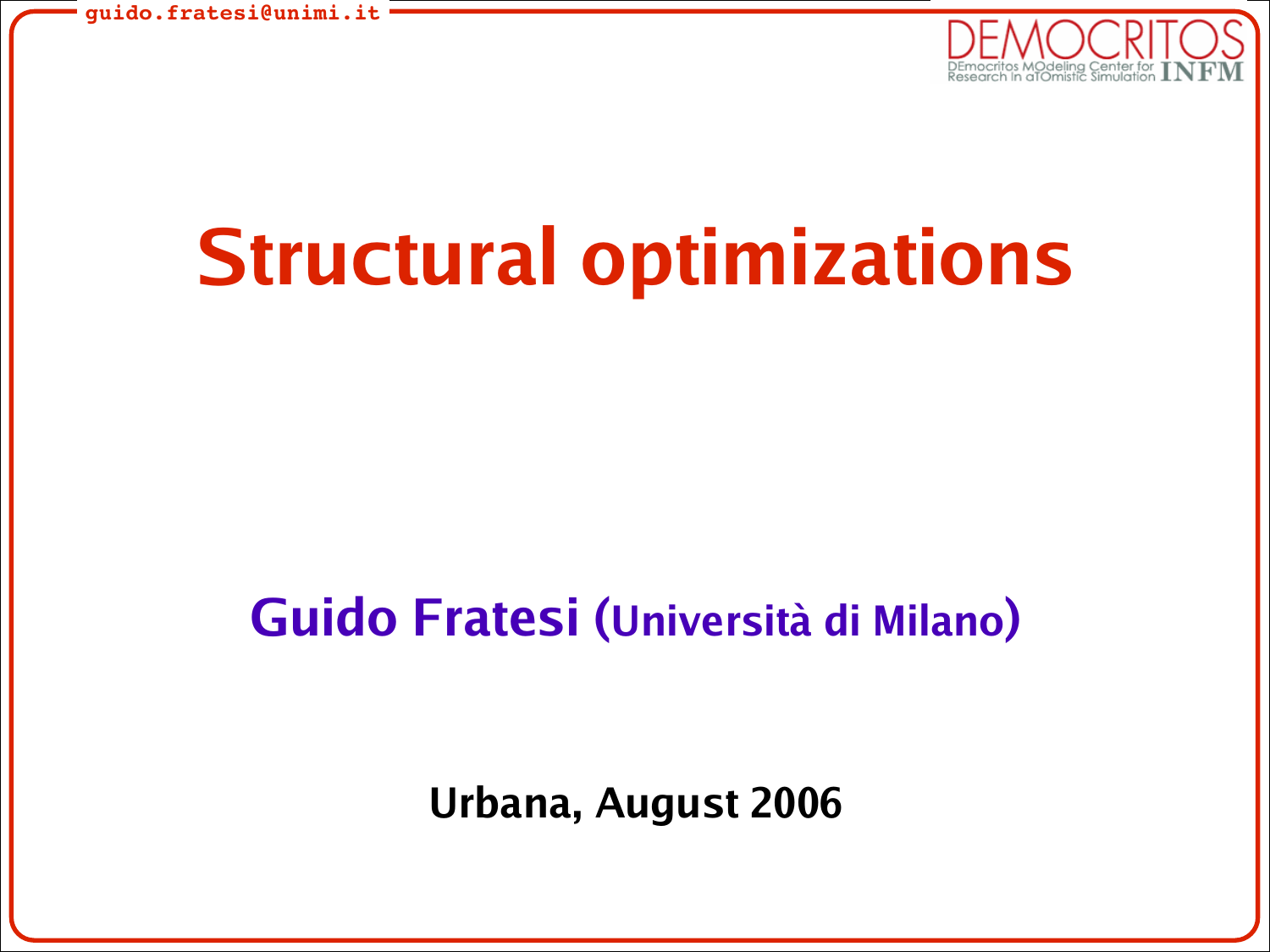# Structural optimizations

**Guido Fratesi (Università di Milano)**

**Urbana, August 2006**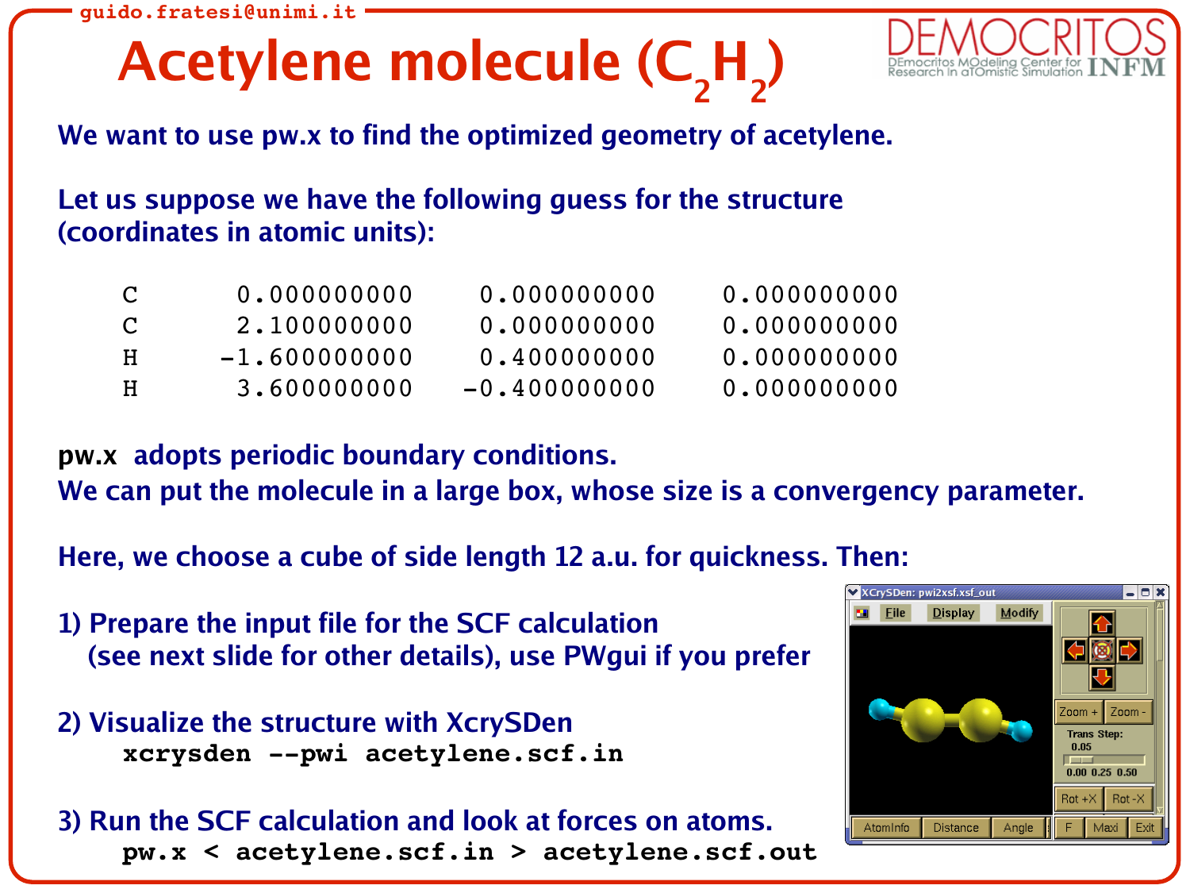# Acetylene molecule ($C_2H_2$)

We want to use pw.x to find the optimized geometry of acetylene.

Let us suppose we have the following guess for the structure (coordinates in atomic units):

```
C     0.000000000    0.000000000    0.000000000
C     2.100000000    0.000000000    0.000000000
H    -1.600000000    0.400000000    0.000000000
H     3.600000000   -0.400000000    0.000000000
```

pw.x adopts periodic boundary conditions.
We can put the molecule in a large box, whose size is a convergency parameter.

Here, we choose a cube of side length 12 a.u. for quickness. Then:

1) Prepare the input file for the SCF calculation (see next slide for other details), use PWgui if you prefer

2) Visualize the structure with XcrySDen

```
xcrysden --pwi acetylene.scf.in
```

3) Run the SCF calculation and look at forces on atoms.

```
pw.x < acetylene.scf.in > acetylene.scf.out
```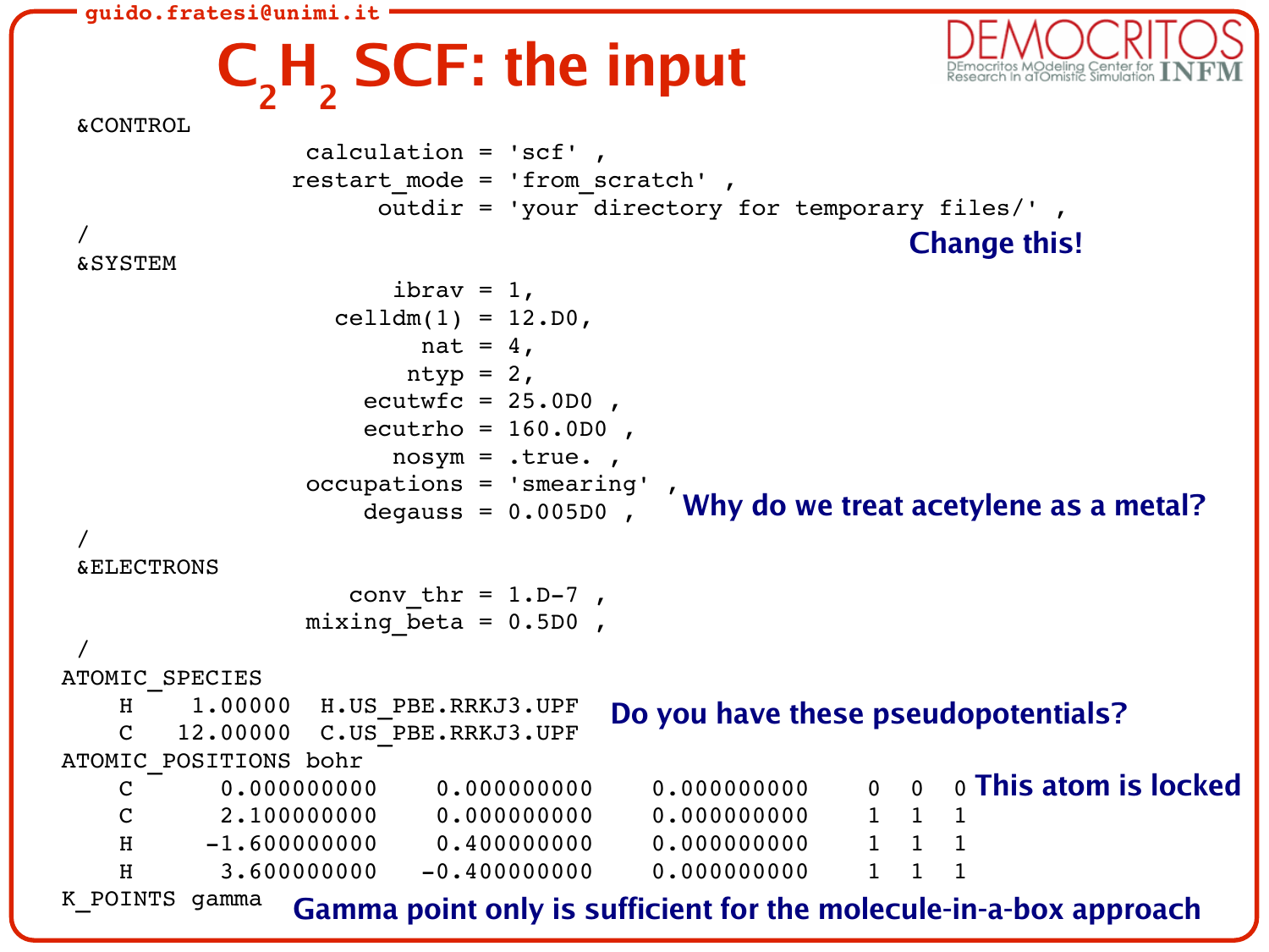# $C_2H_2$ SCF: the input

```
 &CONTROL
                 calculation = 'scf' ,
                restart_mode = 'from_scratch' ,
                      outdir = 'your directory for temporary files/' ,
 /
 &SYSTEM
                       ibrav = 1,
                   celldm(1) = 12.D0,
                         nat = 4,
                        ntyp = 2,
                     ecutwfc = 25.0D0 ,
                     ecutrho = 160.0D0 ,
                       nosym = .true. ,
                 occupations = 'smearing' ,
                     degauss = 0.005D0 ,
 /
 &ELECTRONS
                    conv_thr = 1.D-7 ,
                 mixing_beta = 0.5D0 ,
 /
ATOMIC_SPECIES
    H    1.00000  H.US_PBE.RRKJ3.UPF
    C   12.00000  C.US_PBE.RRKJ3.UPF
ATOMIC_POSITIONS bohr
    C      0.000000000    0.000000000    0.000000000    0  0  0
    C      2.100000000    0.000000000    0.000000000    1  1  1
    H     -1.600000000    0.400000000    0.000000000    1  1  1
    H      3.600000000   -0.400000000    0.000000000    1  1  1
K_POINTS gamma
```

**Change this!** (outdir)

**Why do we treat acetylene as a metal?** (occupations = 'smearing')

**Do you have these pseudopotentials?**

**This atom is locked** (0 0 0)

**Gamma point only is sufficient for the molecule-in-a-box approach**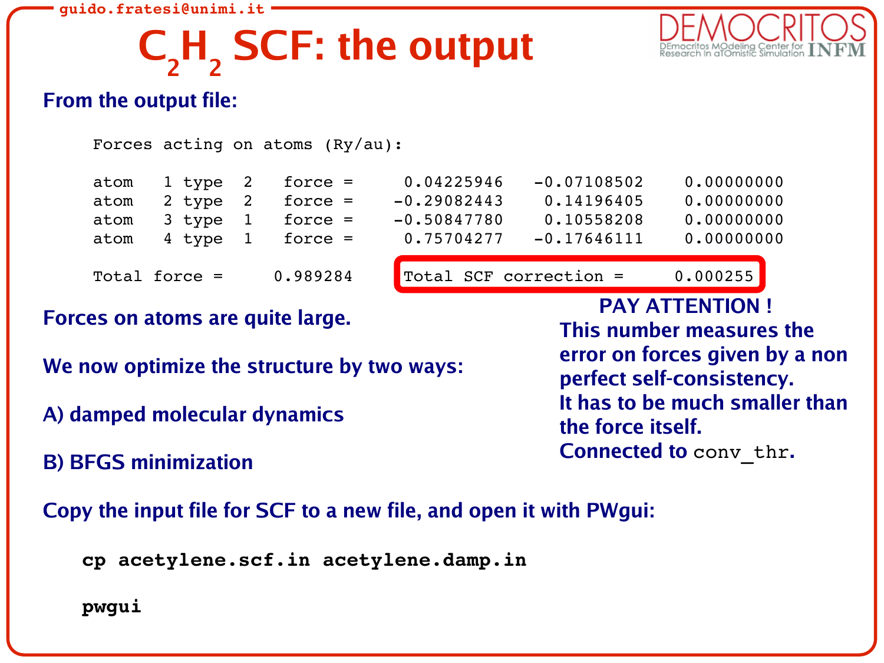# $C_2H_2$ SCF: the output

**From the output file:**

```
Forces acting on atoms (Ry/au):

atom    1 type  2   force =     0.04225946   -0.07108502    0.00000000
atom    2 type  2   force =    -0.29082443    0.14196405    0.00000000
atom    3 type  1   force =    -0.50847780    0.10558208    0.00000000
atom    4 type  1   force =     0.75704277   -0.17646111    0.00000000

Total force =     0.989284     Total SCF correction =     0.000255
```

**PAY ATTENTION !**
**This number measures the error on forces given by a non perfect self-consistency.**
**It has to be much smaller than the force itself.**
**Connected to `conv_thr`.**

**Forces on atoms are quite large.**

**We now optimize the structure by two ways:**

**A) damped molecular dynamics**

**B) BFGS minimization**

**Copy the input file for SCF to a new file, and open it with PWgui:**

```
cp acetylene.scf.in acetylene.damp.in

pwgui
```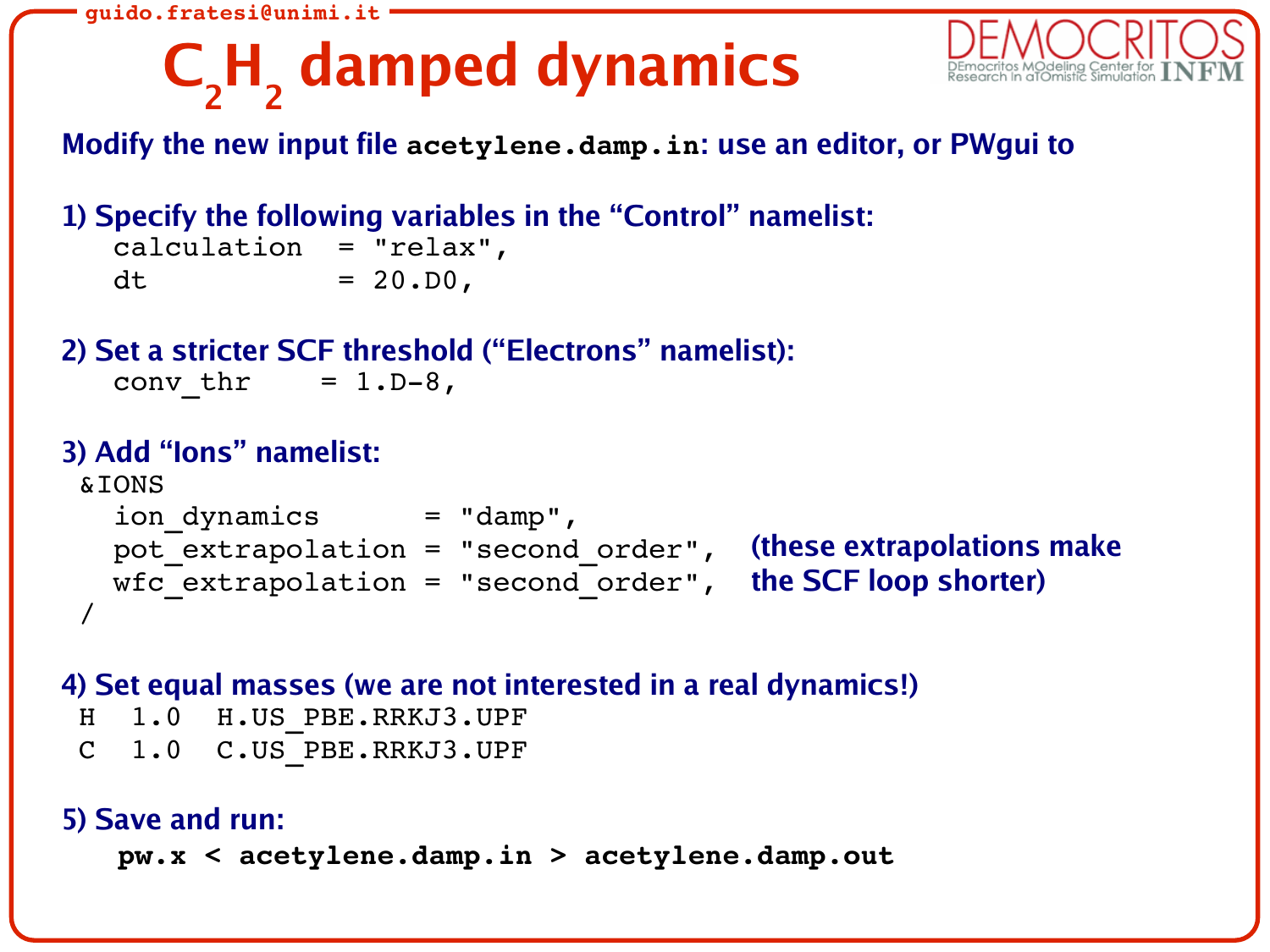# $C_2H_2$ damped dynamics

**Modify the new input file `acetylene.damp.in`: use an editor, or PWgui to**

**1) Specify the following variables in the "Control" namelist:**

```
calculation   = "relax",
dt            = 20.D0,
```

**2) Set a stricter SCF threshold ("Electrons" namelist):**

```
conv_thr    = 1.D-8,
```

**3) Add "Ions" namelist:**

```
&IONS
  ion_dynamics      = "damp",
  pot_extrapolation = "second_order",
  wfc_extrapolation = "second_order",
/
```

**(these extrapolations make the SCF loop shorter)**

**4) Set equal masses (we are not interested in a real dynamics!)**

```
H  1.0  H.US_PBE.RRKJ3.UPF
C  1.0  C.US_PBE.RRKJ3.UPF
```

**5) Save and run:**

```
pw.x < acetylene.damp.in > acetylene.damp.out
```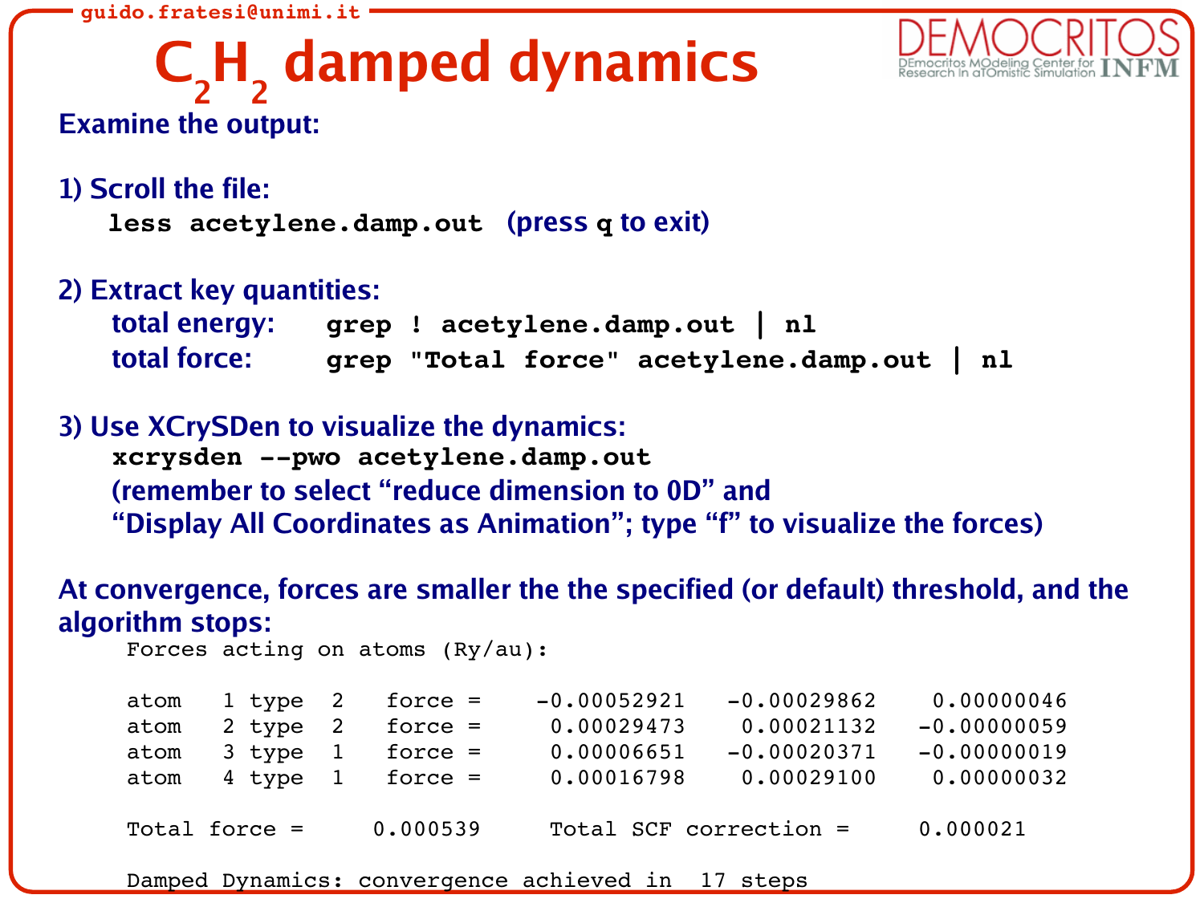# $C_2H_2$ damped dynamics

**Examine the output:**

**1) Scroll the file:**

`less acetylene.damp.out` **(press q to exit)**

**2) Extract key quantities:**

**total energy:** `grep ! acetylene.damp.out | nl`

**total force:** `grep "Total force" acetylene.damp.out | nl`

**3) Use XCrySDen to visualize the dynamics:**

`xcrysden --pwo acetylene.damp.out`

**(remember to select "reduce dimension to 0D" and "Display All Coordinates as Animation"; type "f" to visualize the forces)**

**At convergence, forces are smaller the the specified (or default) threshold, and the algorithm stops:**

```
Forces acting on atoms (Ry/au):

atom    1 type  2   force =    -0.00052921   -0.00029862    0.00000046
atom    2 type  2   force =     0.00029473    0.00021132   -0.00000059
atom    3 type  1   force =     0.00006651   -0.00020371   -0.00000019
atom    4 type  1   force =     0.00016798    0.00029100    0.00000032

Total force =     0.000539     Total SCF correction =     0.000021

Damped Dynamics: convergence achieved in  17 steps
```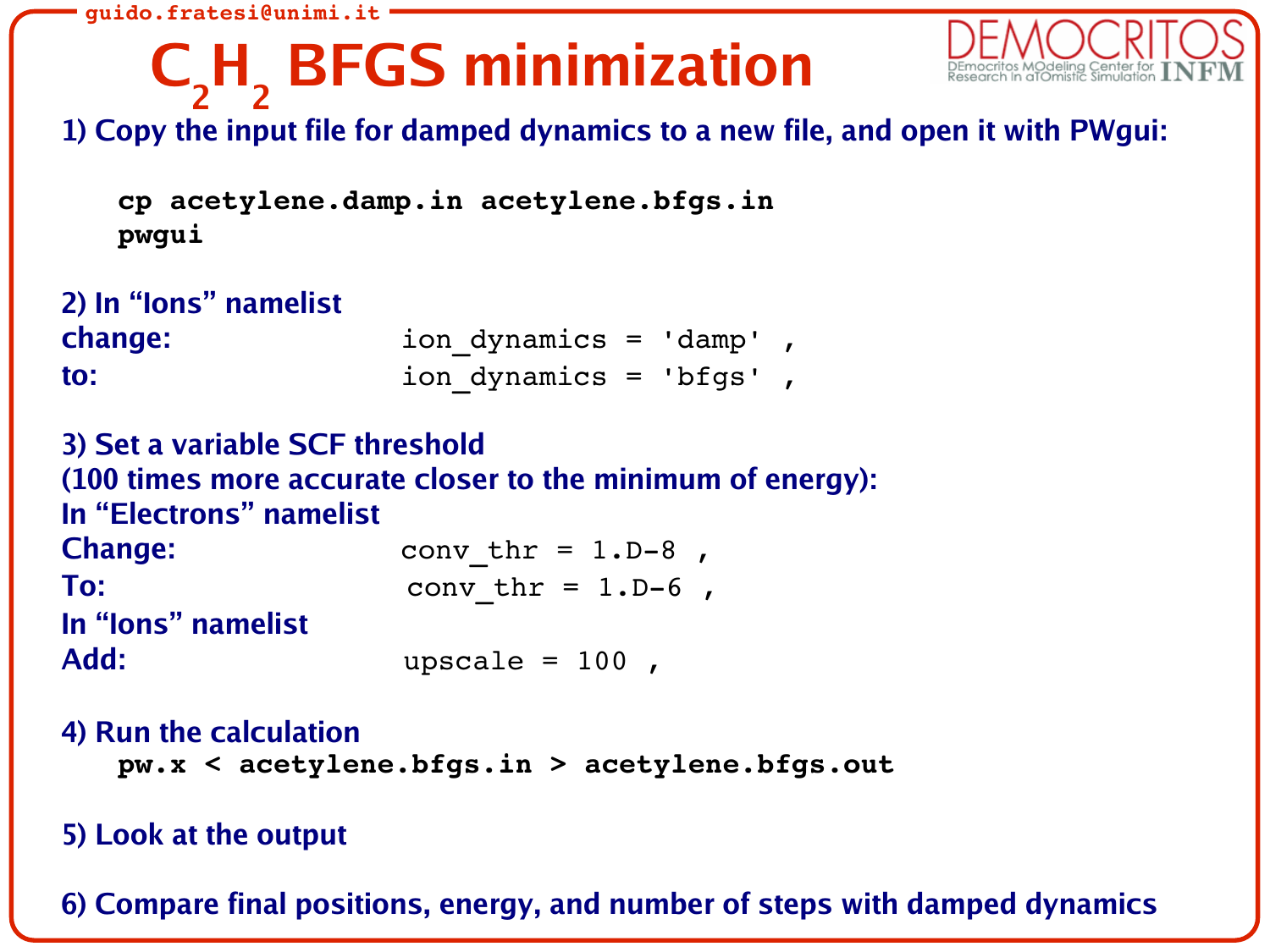# $C_2H_2$ BFGS minimization

**1) Copy the input file for damped dynamics to a new file, and open it with PWgui:**

```
cp acetylene.damp.in acetylene.bfgs.in
pwgui
```

**2) In "Ions" namelist**

**change:** `ion_dynamics = 'damp' ,`

**to:** `ion_dynamics = 'bfgs' ,`

**3) Set a variable SCF threshold**
**(100 times more accurate closer to the minimum of energy):**
**In "Electrons" namelist**

**Change:** `conv_thr = 1.D-8 ,`

**To:** `conv_thr = 1.D-6 ,`

**In "Ions" namelist**

**Add:** `upscale = 100 ,`

**4) Run the calculation**

```
pw.x < acetylene.bfgs.in > acetylene.bfgs.out
```

**5) Look at the output**

**6) Compare final positions, energy, and number of steps with damped dynamics**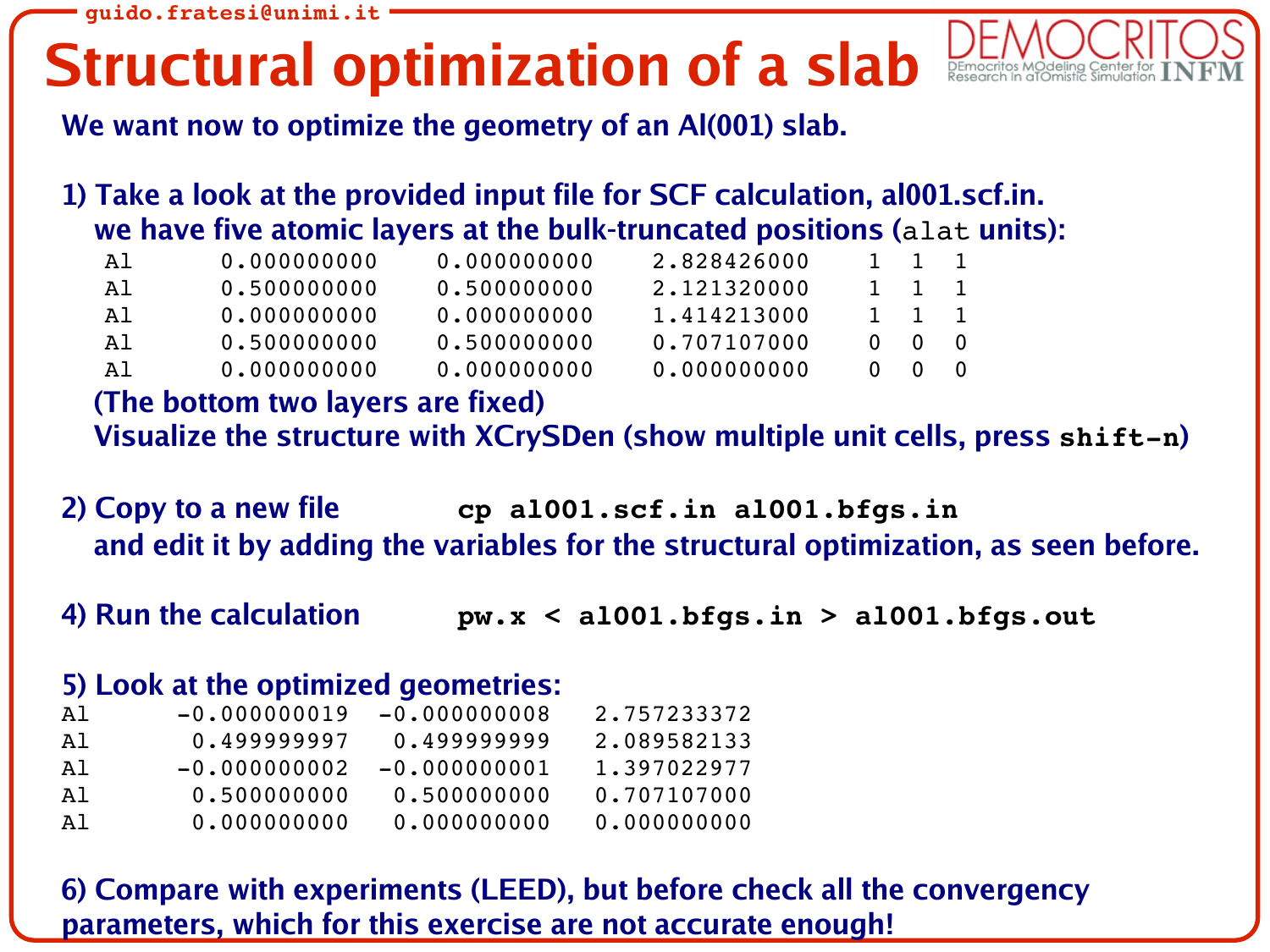# Structural optimization of a slab

We want now to optimize the geometry of an Al(001) slab.

1) Take a look at the provided input file for SCF calculation, al001.scf.in.
   we have five atomic layers at the bulk-truncated positions (`alat` units):

```
Al      0.000000000    0.000000000    2.828426000    1  1  1
Al      0.500000000    0.500000000    2.121320000    1  1  1
Al      0.000000000    0.000000000    1.414213000    1  1  1
Al      0.500000000    0.500000000    0.707107000    0  0  0
Al      0.000000000    0.000000000    0.000000000    0  0  0
```

   (The bottom two layers are fixed)
   Visualize the structure with XCrySDen (show multiple unit cells, press **`shift-n`**)

2) Copy to a new file **`cp al001.scf.in al001.bfgs.in`**
   and edit it by adding the variables for the structural optimization, as seen before.

4) Run the calculation **`pw.x < al001.bfgs.in > al001.bfgs.out`**

5) Look at the optimized geometries:

```
Al      -0.000000019  -0.000000008   2.757233372
Al       0.499999997   0.499999999   2.089582133
Al      -0.000000002  -0.000000001   1.397022977
Al       0.500000000   0.500000000   0.707107000
Al       0.000000000   0.000000000   0.000000000
```

6) Compare with experiments (LEED), but before check all the convergency parameters, which for this exercise are not accurate enough!